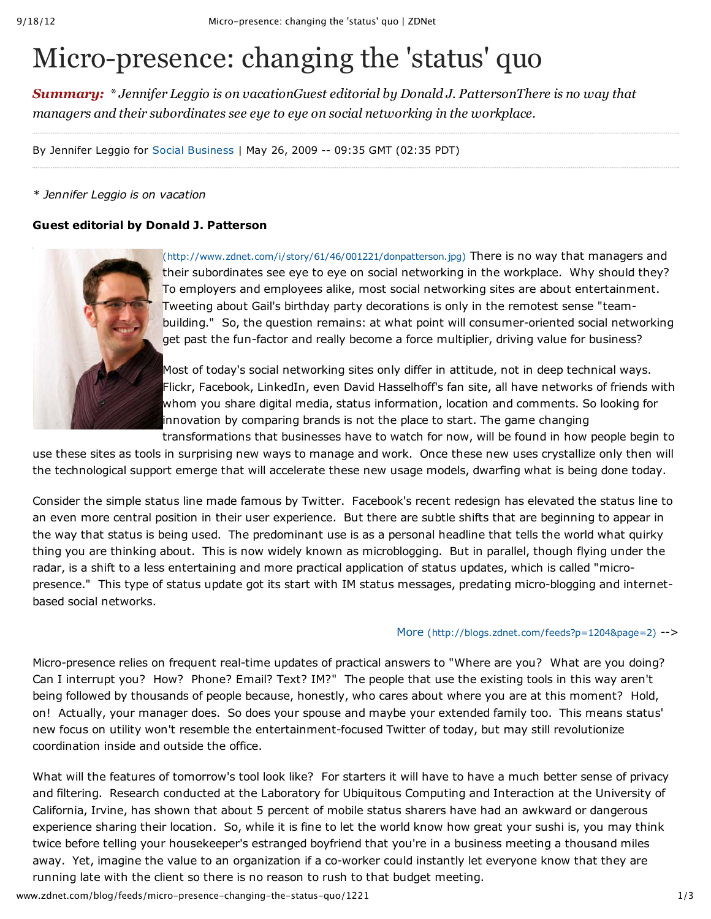# Micro-presence: changing the 'status' quo

***Summary:*** *\* Jennifer Leggio is on vacationGuest editorial by Donald J. PattersonThere is no way that managers and their subordinates see eye to eye on social networking in the workplace.*

By Jennifer Leggio for Social Business | May 26, 2009 -- 09:35 GMT (02:35 PDT)

*\* Jennifer Leggio is on vacation*

**Guest editorial by Donald J. Patterson**

(http://www.zdnet.com/i/story/61/46/001221/donpatterson.jpg) There is no way that managers and their subordinates see eye to eye on social networking in the workplace. Why should they? To employers and employees alike, most social networking sites are about entertainment. Tweeting about Gail's birthday party decorations is only in the remotest sense "team-building." So, the question remains: at what point will consumer-oriented social networking get past the fun-factor and really become a force multiplier, driving value for business?

Most of today's social networking sites only differ in attitude, not in deep technical ways. Flickr, Facebook, LinkedIn, even David Hasselhoff's fan site, all have networks of friends with whom you share digital media, status information, location and comments. So looking for innovation by comparing brands is not the place to start. The game changing transformations that businesses have to watch for now, will be found in how people begin to use these sites as tools in surprising new ways to manage and work. Once these new uses crystallize only then will the technological support emerge that will accelerate these new usage models, dwarfing what is being done today.

Consider the simple status line made famous by Twitter. Facebook's recent redesign has elevated the status line to an even more central position in their user experience. But there are subtle shifts that are beginning to appear in the way that status is being used. The predominant use is as a personal headline that tells the world what quirky thing you are thinking about. This is now widely known as microblogging. But in parallel, though flying under the radar, is a shift to a less entertaining and more practical application of status updates, which is called "micro-presence." This type of status update got its start with IM status messages, predating micro-blogging and internet-based social networks.

More (http://blogs.zdnet.com/feeds?p=1204&page=2) -->

Micro-presence relies on frequent real-time updates of practical answers to "Where are you? What are you doing? Can I interrupt you? How? Phone? Email? Text? IM?" The people that use the existing tools in this way aren't being followed by thousands of people because, honestly, who cares about where you are at this moment? Hold, on! Actually, your manager does. So does your spouse and maybe your extended family too. This means status' new focus on utility won't resemble the entertainment-focused Twitter of today, but may still revolutionize coordination inside and outside the office.

What will the features of tomorrow's tool look like? For starters it will have to have a much better sense of privacy and filtering. Research conducted at the Laboratory for Ubiquitous Computing and Interaction at the University of California, Irvine, has shown that about 5 percent of mobile status sharers have had an awkward or dangerous experience sharing their location. So, while it is fine to let the world know how great your sushi is, you may think twice before telling your housekeeper's estranged boyfriend that you're in a business meeting a thousand miles away. Yet, imagine the value to an organization if a co-worker could instantly let everyone know that they are running late with the client so there is no reason to rush to that budget meeting.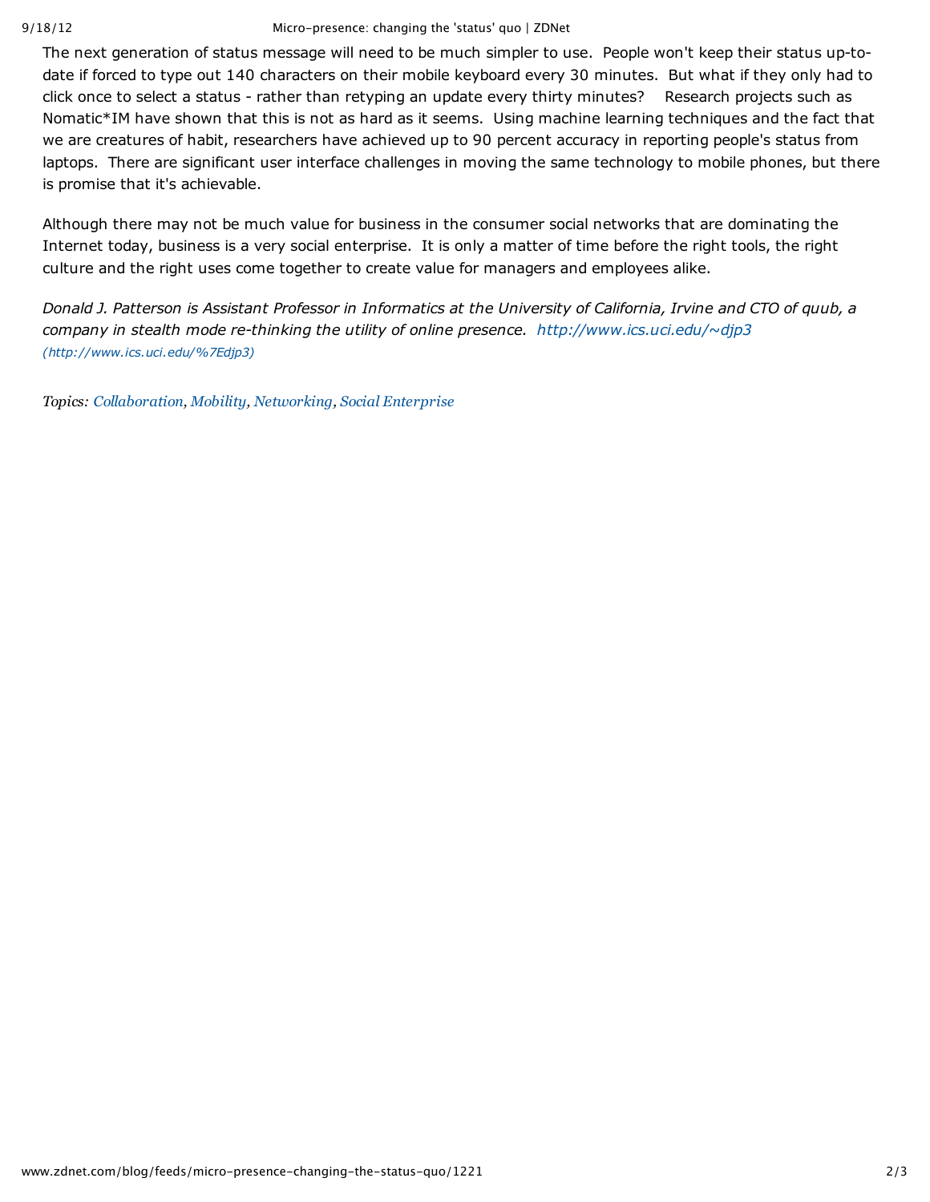The next generation of status message will need to be much simpler to use. People won't keep their status up-to-date if forced to type out 140 characters on their mobile keyboard every 30 minutes. But what if they only had to click once to select a status - rather than retyping an update every thirty minutes? Research projects such as Nomatic*IM have shown that this is not as hard as it seems. Using machine learning techniques and the fact that we are creatures of habit, researchers have achieved up to 90 percent accuracy in reporting people's status from laptops. There are significant user interface challenges in moving the same technology to mobile phones, but there is promise that it's achievable.

Although there may not be much value for business in the consumer social networks that are dominating the Internet today, business is a very social enterprise. It is only a matter of time before the right tools, the right culture and the right uses come together to create value for managers and employees alike.

*Donald J. Patterson is Assistant Professor in Informatics at the University of California, Irvine and CTO of quub, a company in stealth mode re-thinking the utility of online presence. http://www.ics.uci.edu/~djp3 (http://www.ics.uci.edu/%7Edjp3)*

*Topics: Collaboration, Mobility, Networking, Social Enterprise*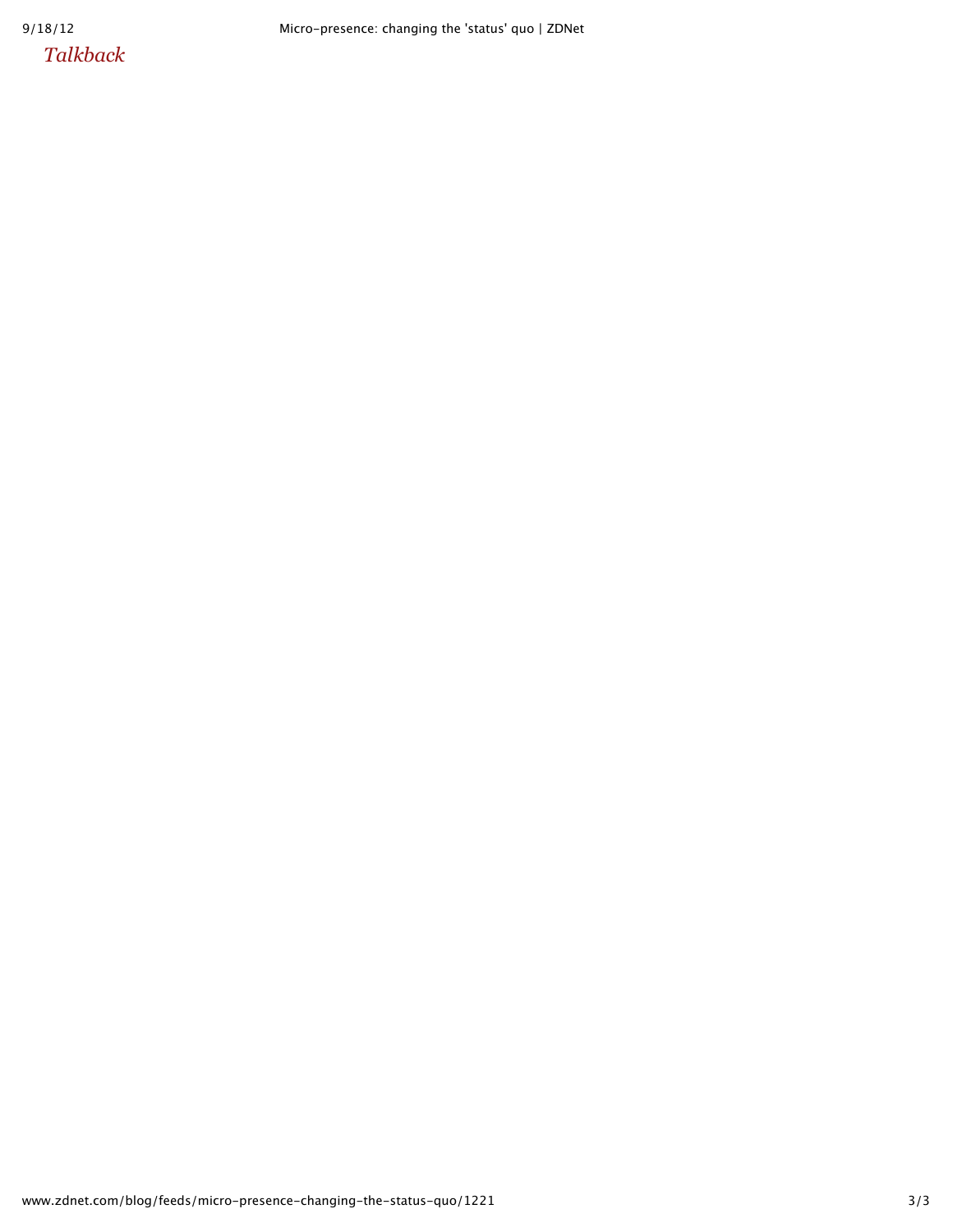*Talkback*